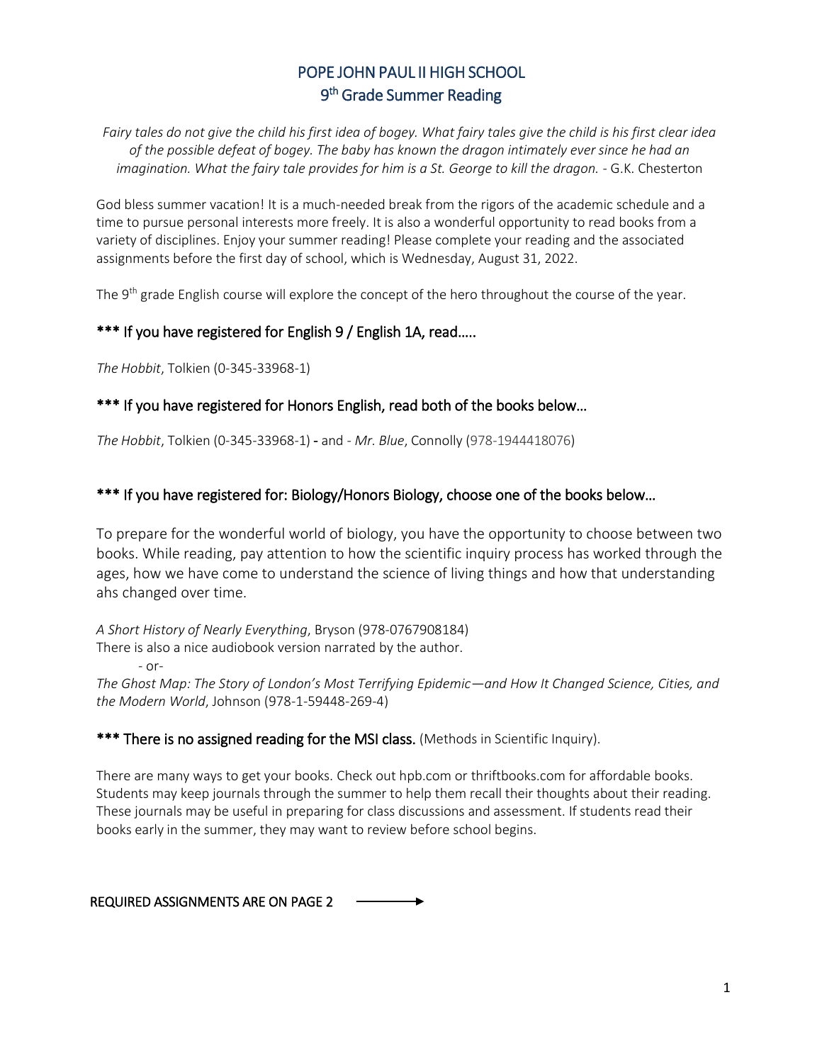# POPE JOHN PAUL II HIGH SCHOOL
## 9th Grade Summer Reading

*Fairy tales do not give the child his first idea of bogey. What fairy tales give the child is his first clear idea of the possible defeat of bogey. The baby has known the dragon intimately ever since he had an imagination. What the fairy tale provides for him is a St. George to kill the dragon.* - G.K. Chesterton

God bless summer vacation! It is a much-needed break from the rigors of the academic schedule and a time to pursue personal interests more freely. It is also a wonderful opportunity to read books from a variety of disciplines. Enjoy your summer reading! Please complete your reading and the associated assignments before the first day of school, which is Wednesday, August 31, 2022.

The 9th grade English course will explore the concept of the hero throughout the course of the year.

### *** If you have registered for English 9 / English 1A, read…..

*The Hobbit*, Tolkien (0-345-33968-1)

### *** If you have registered for Honors English, read both of the books below…

*The Hobbit*, Tolkien (0-345-33968-1) - and - *Mr. Blue*, Connolly (978-1944418076)

### *** If you have registered for: Biology/Honors Biology, choose one of the books below…

To prepare for the wonderful world of biology, you have the opportunity to choose between two books. While reading, pay attention to how the scientific inquiry process has worked through the ages, how we have come to understand the science of living things and how that understanding ahs changed over time.

*A Short History of Nearly Everything*, Bryson (978-0767908184)
There is also a nice audiobook version narrated by the author.

- or-

*The Ghost Map: The Story of London's Most Terrifying Epidemic—and How It Changed Science, Cities, and the Modern World*, Johnson (978-1-59448-269-4)

### *** There is no assigned reading for the MSI class. (Methods in Scientific Inquiry).

There are many ways to get your books. Check out hpb.com or thriftbooks.com for affordable books. Students may keep journals through the summer to help them recall their thoughts about their reading. These journals may be useful in preparing for class discussions and assessment. If students read their books early in the summer, they may want to review before school begins.

REQUIRED ASSIGNMENTS ARE ON PAGE 2 →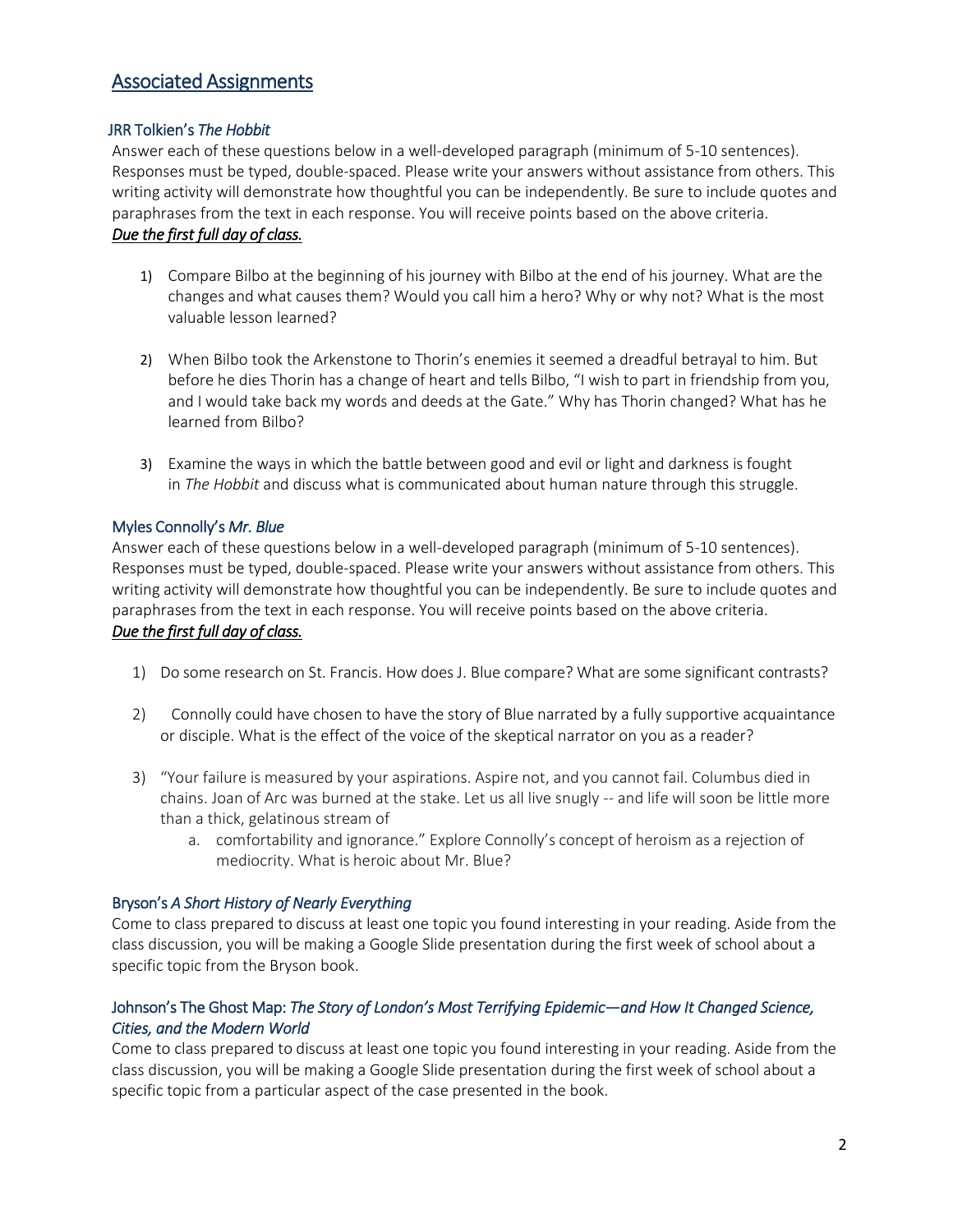## Associated Assignments

### JRR Tolkien's *The Hobbit*

Answer each of these questions below in a well-developed paragraph (minimum of 5-10 sentences). Responses must be typed, double-spaced. Please write your answers without assistance from others. This writing activity will demonstrate how thoughtful you can be independently. Be sure to include quotes and paraphrases from the text in each response. You will receive points based on the above criteria.
***Due the first full day of class.***

1) Compare Bilbo at the beginning of his journey with Bilbo at the end of his journey. What are the changes and what causes them? Would you call him a hero? Why or why not? What is the most valuable lesson learned?

2) When Bilbo took the Arkenstone to Thorin's enemies it seemed a dreadful betrayal to him. But before he dies Thorin has a change of heart and tells Bilbo, "I wish to part in friendship from you, and I would take back my words and deeds at the Gate." Why has Thorin changed? What has he learned from Bilbo?

3) Examine the ways in which the battle between good and evil or light and darkness is fought in *The Hobbit* and discuss what is communicated about human nature through this struggle.

### Myles Connolly's *Mr. Blue*

Answer each of these questions below in a well-developed paragraph (minimum of 5-10 sentences). Responses must be typed, double-spaced. Please write your answers without assistance from others. This writing activity will demonstrate how thoughtful you can be independently. Be sure to include quotes and paraphrases from the text in each response. You will receive points based on the above criteria.
***Due the first full day of class.***

1) Do some research on St. Francis. How does J. Blue compare? What are some significant contrasts?

2) Connolly could have chosen to have the story of Blue narrated by a fully supportive acquaintance or disciple. What is the effect of the voice of the skeptical narrator on you as a reader?

3) "Your failure is measured by your aspirations. Aspire not, and you cannot fail. Columbus died in chains. Joan of Arc was burned at the stake. Let us all live snugly -- and life will soon be little more than a thick, gelatinous stream of
    a. comfortability and ignorance." Explore Connolly's concept of heroism as a rejection of mediocrity. What is heroic about Mr. Blue?

### Bryson's *A Short History of Nearly Everything*

Come to class prepared to discuss at least one topic you found interesting in your reading. Aside from the class discussion, you will be making a Google Slide presentation during the first week of school about a specific topic from the Bryson book.

### Johnson's The Ghost Map: *The Story of London's Most Terrifying Epidemic—and How It Changed Science, Cities, and the Modern World*

Come to class prepared to discuss at least one topic you found interesting in your reading. Aside from the class discussion, you will be making a Google Slide presentation during the first week of school about a specific topic from a particular aspect of the case presented in the book.